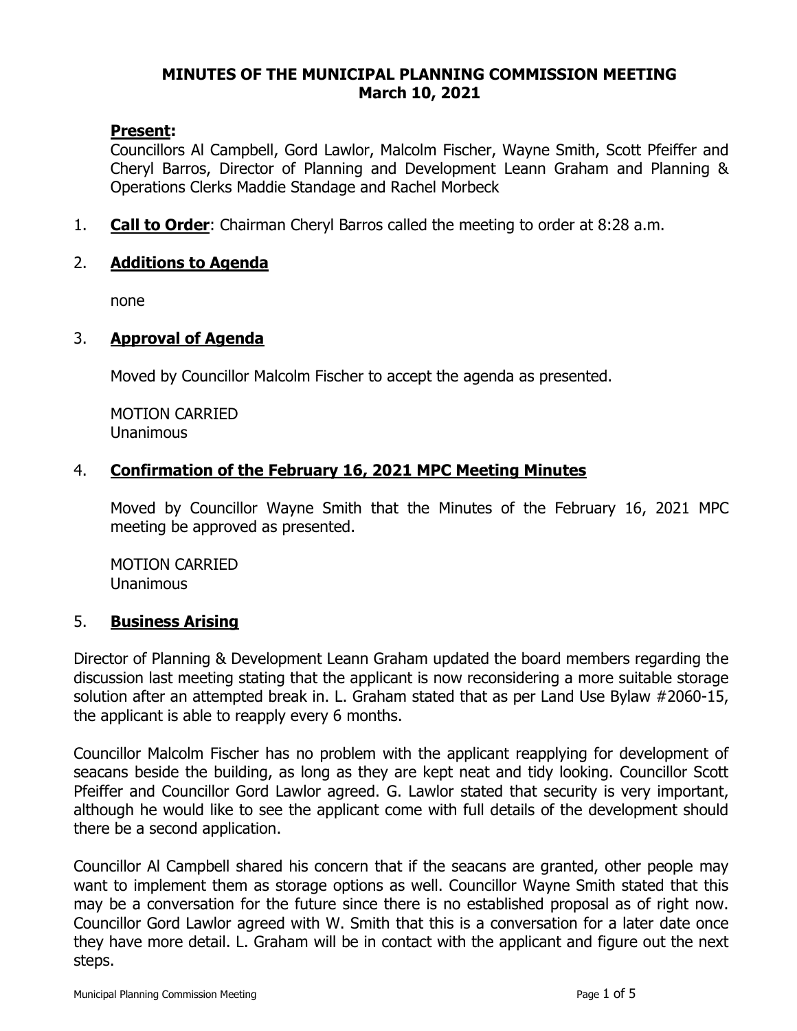# MINUTES OF THE MUNICIPAL PLANNING COMMISSION MEETING
## March 10, 2021

**Present:**
Councillors Al Campbell, Gord Lawlor, Malcolm Fischer, Wayne Smith, Scott Pfeiffer and Cheryl Barros, Director of Planning and Development Leann Graham and Planning & Operations Clerks Maddie Standage and Rachel Morbeck

1. **Call to Order**: Chairman Cheryl Barros called the meeting to order at 8:28 a.m.

2. **Additions to Agenda**

   none

3. **Approval of Agenda**

   Moved by Councillor Malcolm Fischer to accept the agenda as presented.

   MOTION CARRIED
   Unanimous

4. **Confirmation of the February 16, 2021 MPC Meeting Minutes**

   Moved by Councillor Wayne Smith that the Minutes of the February 16, 2021 MPC meeting be approved as presented.

   MOTION CARRIED
   Unanimous

5. **Business Arising**

Director of Planning & Development Leann Graham updated the board members regarding the discussion last meeting stating that the applicant is now reconsidering a more suitable storage solution after an attempted break in. L. Graham stated that as per Land Use Bylaw #2060-15, the applicant is able to reapply every 6 months.

Councillor Malcolm Fischer has no problem with the applicant reapplying for development of seacans beside the building, as long as they are kept neat and tidy looking. Councillor Scott Pfeiffer and Councillor Gord Lawlor agreed. G. Lawlor stated that security is very important, although he would like to see the applicant come with full details of the development should there be a second application.

Councillor Al Campbell shared his concern that if the seacans are granted, other people may want to implement them as storage options as well. Councillor Wayne Smith stated that this may be a conversation for the future since there is no established proposal as of right now. Councillor Gord Lawlor agreed with W. Smith that this is a conversation for a later date once they have more detail. L. Graham will be in contact with the applicant and figure out the next steps.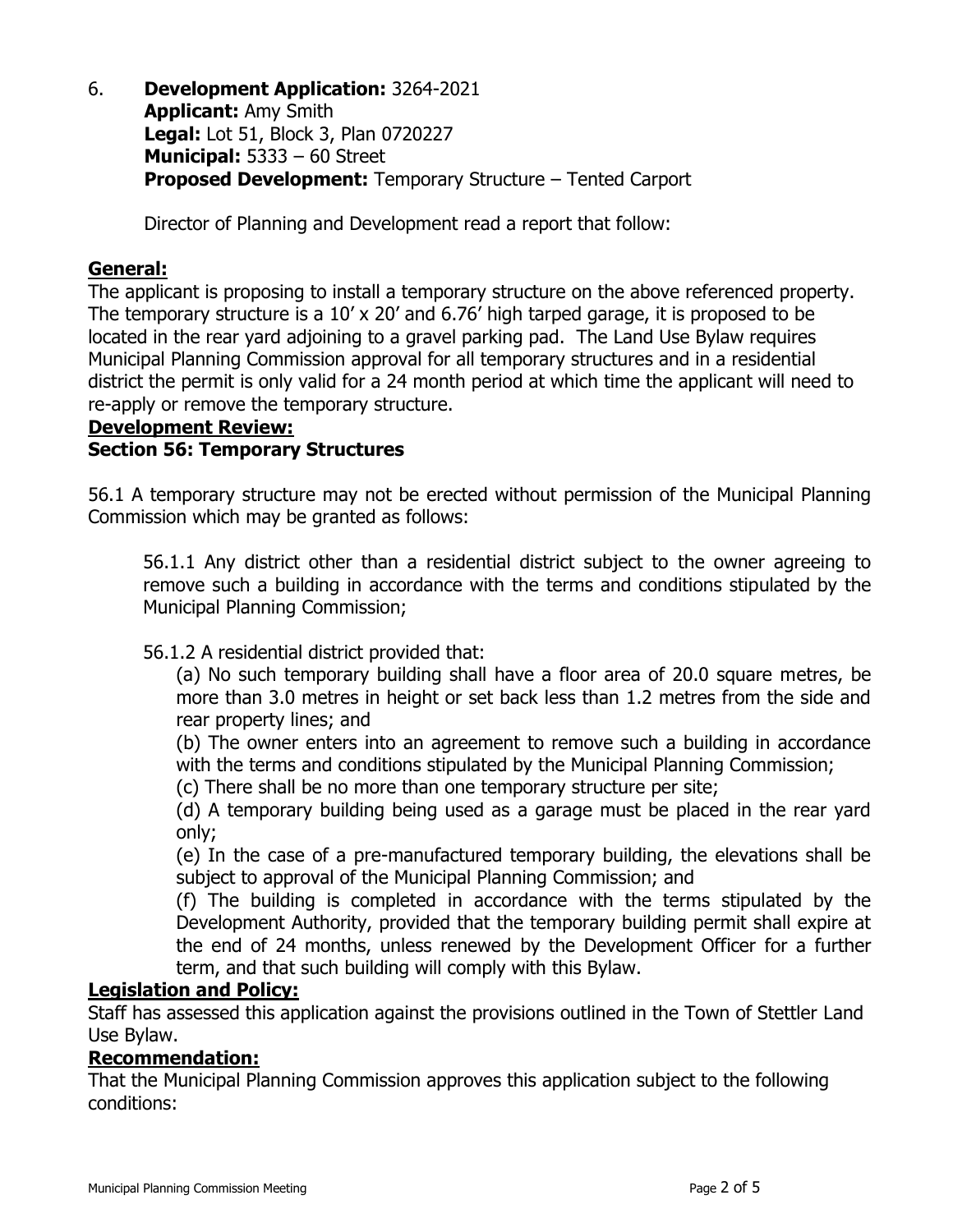6. **Development Application:** 3264-2021
   **Applicant:** Amy Smith
   **Legal:** Lot 51, Block 3, Plan 0720227
   **Municipal:** 5333 – 60 Street
   **Proposed Development:** Temporary Structure – Tented Carport

   Director of Planning and Development read a report that follow:

## General:

The applicant is proposing to install a temporary structure on the above referenced property. The temporary structure is a 10' x 20' and 6.76' high tarped garage, it is proposed to be located in the rear yard adjoining to a gravel parking pad. The Land Use Bylaw requires Municipal Planning Commission approval for all temporary structures and in a residential district the permit is only valid for a 24 month period at which time the applicant will need to re-apply or remove the temporary structure.

## Development Review:

### Section 56: Temporary Structures

56.1 A temporary structure may not be erected without permission of the Municipal Planning Commission which may be granted as follows:

56.1.1 Any district other than a residential district subject to the owner agreeing to remove such a building in accordance with the terms and conditions stipulated by the Municipal Planning Commission;

56.1.2 A residential district provided that:

(a) No such temporary building shall have a floor area of 20.0 square metres, be more than 3.0 metres in height or set back less than 1.2 metres from the side and rear property lines; and

(b) The owner enters into an agreement to remove such a building in accordance with the terms and conditions stipulated by the Municipal Planning Commission;

(c) There shall be no more than one temporary structure per site;

(d) A temporary building being used as a garage must be placed in the rear yard only;

(e) In the case of a pre-manufactured temporary building, the elevations shall be subject to approval of the Municipal Planning Commission; and

(f) The building is completed in accordance with the terms stipulated by the Development Authority, provided that the temporary building permit shall expire at the end of 24 months, unless renewed by the Development Officer for a further term, and that such building will comply with this Bylaw.

## Legislation and Policy:

Staff has assessed this application against the provisions outlined in the Town of Stettler Land Use Bylaw.

## Recommendation:

That the Municipal Planning Commission approves this application subject to the following conditions: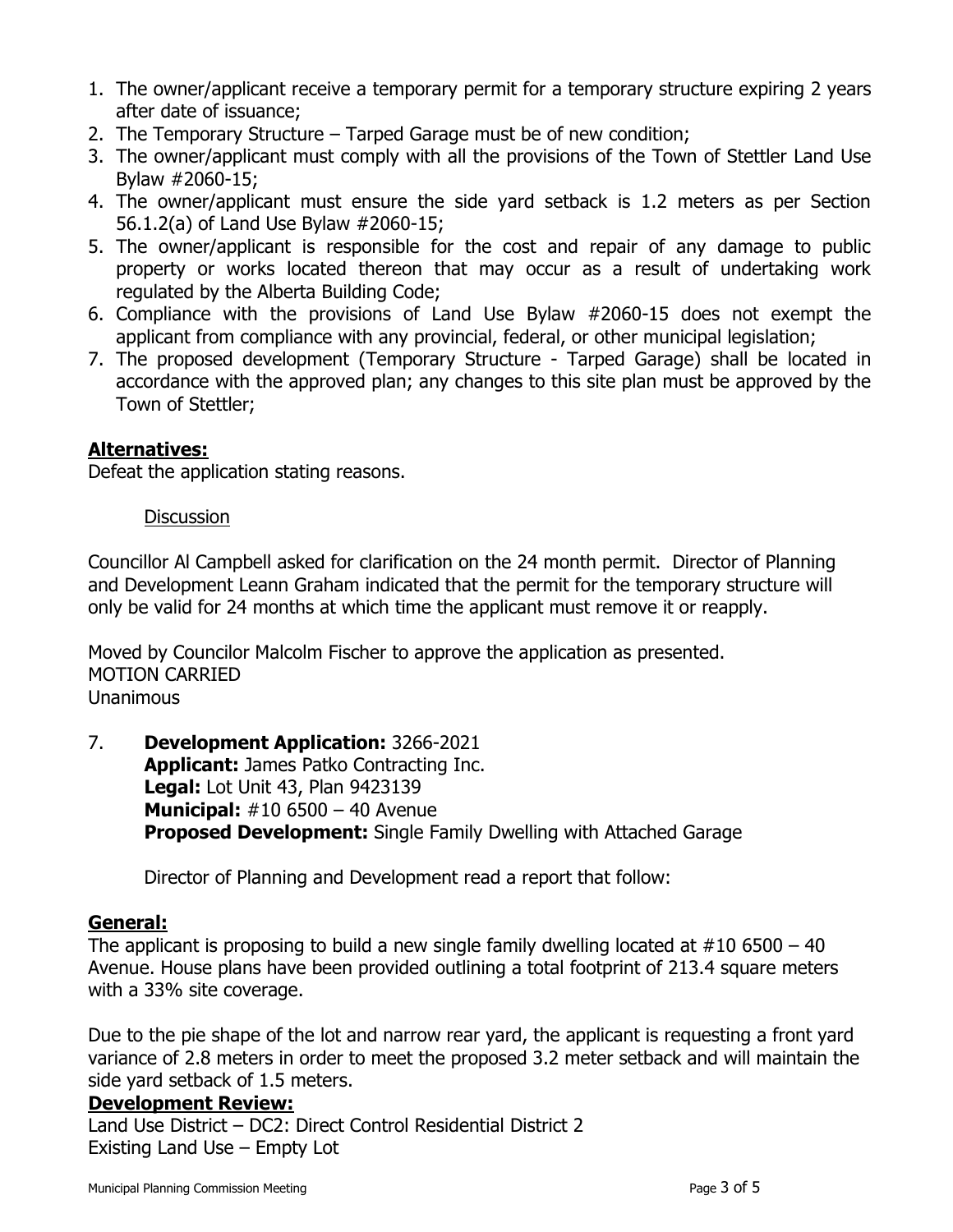1. The owner/applicant receive a temporary permit for a temporary structure expiring 2 years after date of issuance;
2. The Temporary Structure – Tarped Garage must be of new condition;
3. The owner/applicant must comply with all the provisions of the Town of Stettler Land Use Bylaw #2060-15;
4. The owner/applicant must ensure the side yard setback is 1.2 meters as per Section 56.1.2(a) of Land Use Bylaw #2060-15;
5. The owner/applicant is responsible for the cost and repair of any damage to public property or works located thereon that may occur as a result of undertaking work regulated by the Alberta Building Code;
6. Compliance with the provisions of Land Use Bylaw #2060-15 does not exempt the applicant from compliance with any provincial, federal, or other municipal legislation;
7. The proposed development (Temporary Structure - Tarped Garage) shall be located in accordance with the approved plan; any changes to this site plan must be approved by the Town of Stettler;

**Alternatives:**

Defeat the application stating reasons.

Discussion

Councillor Al Campbell asked for clarification on the 24 month permit. Director of Planning and Development Leann Graham indicated that the permit for the temporary structure will only be valid for 24 months at which time the applicant must remove it or reapply.

Moved by Councilor Malcolm Fischer to approve the application as presented.
MOTION CARRIED
Unanimous

7. **Development Application:** 3266-2021
   **Applicant:** James Patko Contracting Inc.
   **Legal:** Lot Unit 43, Plan 9423139
   **Municipal:** #10 6500 – 40 Avenue
   **Proposed Development:** Single Family Dwelling with Attached Garage

   Director of Planning and Development read a report that follow:

**General:**

The applicant is proposing to build a new single family dwelling located at #10 6500 – 40 Avenue. House plans have been provided outlining a total footprint of 213.4 square meters with a 33% site coverage.

Due to the pie shape of the lot and narrow rear yard, the applicant is requesting a front yard variance of 2.8 meters in order to meet the proposed 3.2 meter setback and will maintain the side yard setback of 1.5 meters.

**Development Review:**

Land Use District – DC2: Direct Control Residential District 2
Existing Land Use – Empty Lot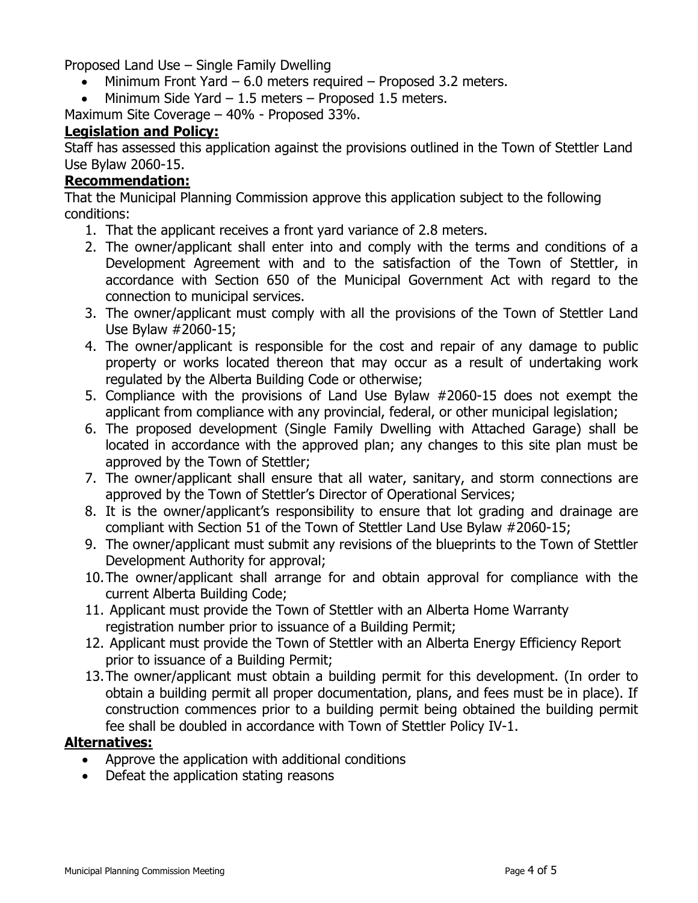Proposed Land Use – Single Family Dwelling

- Minimum Front Yard – 6.0 meters required – Proposed 3.2 meters.
- Minimum Side Yard – 1.5 meters – Proposed 1.5 meters.

Maximum Site Coverage – 40% - Proposed 33%.

**Legislation and Policy:**

Staff has assessed this application against the provisions outlined in the Town of Stettler Land Use Bylaw 2060-15.

**Recommendation:**

That the Municipal Planning Commission approve this application subject to the following conditions:

1. That the applicant receives a front yard variance of 2.8 meters.
2. The owner/applicant shall enter into and comply with the terms and conditions of a Development Agreement with and to the satisfaction of the Town of Stettler, in accordance with Section 650 of the Municipal Government Act with regard to the connection to municipal services.
3. The owner/applicant must comply with all the provisions of the Town of Stettler Land Use Bylaw #2060-15;
4. The owner/applicant is responsible for the cost and repair of any damage to public property or works located thereon that may occur as a result of undertaking work regulated by the Alberta Building Code or otherwise;
5. Compliance with the provisions of Land Use Bylaw #2060-15 does not exempt the applicant from compliance with any provincial, federal, or other municipal legislation;
6. The proposed development (Single Family Dwelling with Attached Garage) shall be located in accordance with the approved plan; any changes to this site plan must be approved by the Town of Stettler;
7. The owner/applicant shall ensure that all water, sanitary, and storm connections are approved by the Town of Stettler's Director of Operational Services;
8. It is the owner/applicant's responsibility to ensure that lot grading and drainage are compliant with Section 51 of the Town of Stettler Land Use Bylaw #2060-15;
9. The owner/applicant must submit any revisions of the blueprints to the Town of Stettler Development Authority for approval;
10. The owner/applicant shall arrange for and obtain approval for compliance with the current Alberta Building Code;
11. Applicant must provide the Town of Stettler with an Alberta Home Warranty registration number prior to issuance of a Building Permit;
12. Applicant must provide the Town of Stettler with an Alberta Energy Efficiency Report prior to issuance of a Building Permit;
13. The owner/applicant must obtain a building permit for this development. (In order to obtain a building permit all proper documentation, plans, and fees must be in place). If construction commences prior to a building permit being obtained the building permit fee shall be doubled in accordance with Town of Stettler Policy IV-1.

**Alternatives:**

- Approve the application with additional conditions
- Defeat the application stating reasons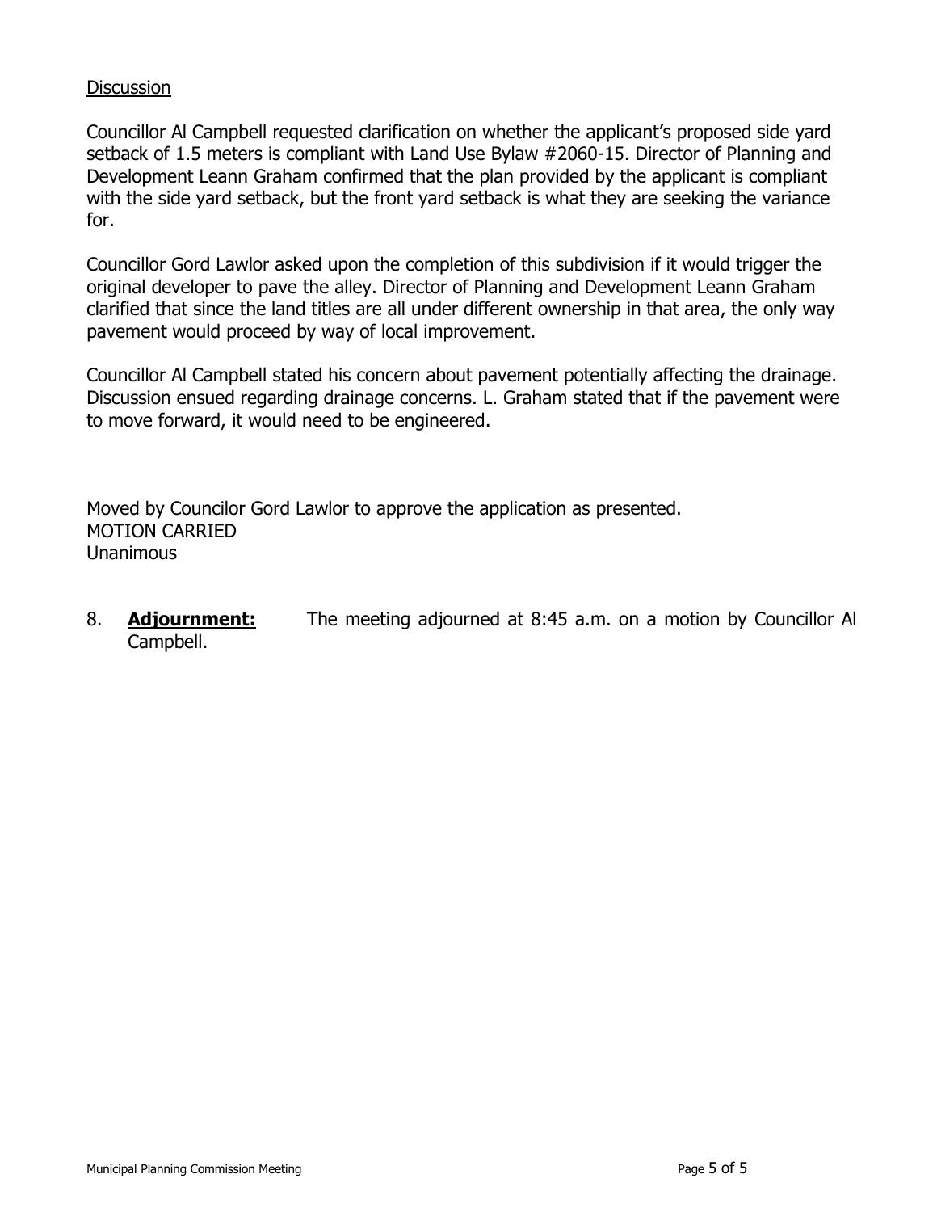Discussion

Councillor Al Campbell requested clarification on whether the applicant's proposed side yard setback of 1.5 meters is compliant with Land Use Bylaw #2060-15. Director of Planning and Development Leann Graham confirmed that the plan provided by the applicant is compliant with the side yard setback, but the front yard setback is what they are seeking the variance for.

Councillor Gord Lawlor asked upon the completion of this subdivision if it would trigger the original developer to pave the alley. Director of Planning and Development Leann Graham clarified that since the land titles are all under different ownership in that area, the only way pavement would proceed by way of local improvement.

Councillor Al Campbell stated his concern about pavement potentially affecting the drainage. Discussion ensued regarding drainage concerns. L. Graham stated that if the pavement were to move forward, it would need to be engineered.

Moved by Councilor Gord Lawlor to approve the application as presented.
MOTION CARRIED
Unanimous

8. **Adjournment:** The meeting adjourned at 8:45 a.m. on a motion by Councillor Al Campbell.